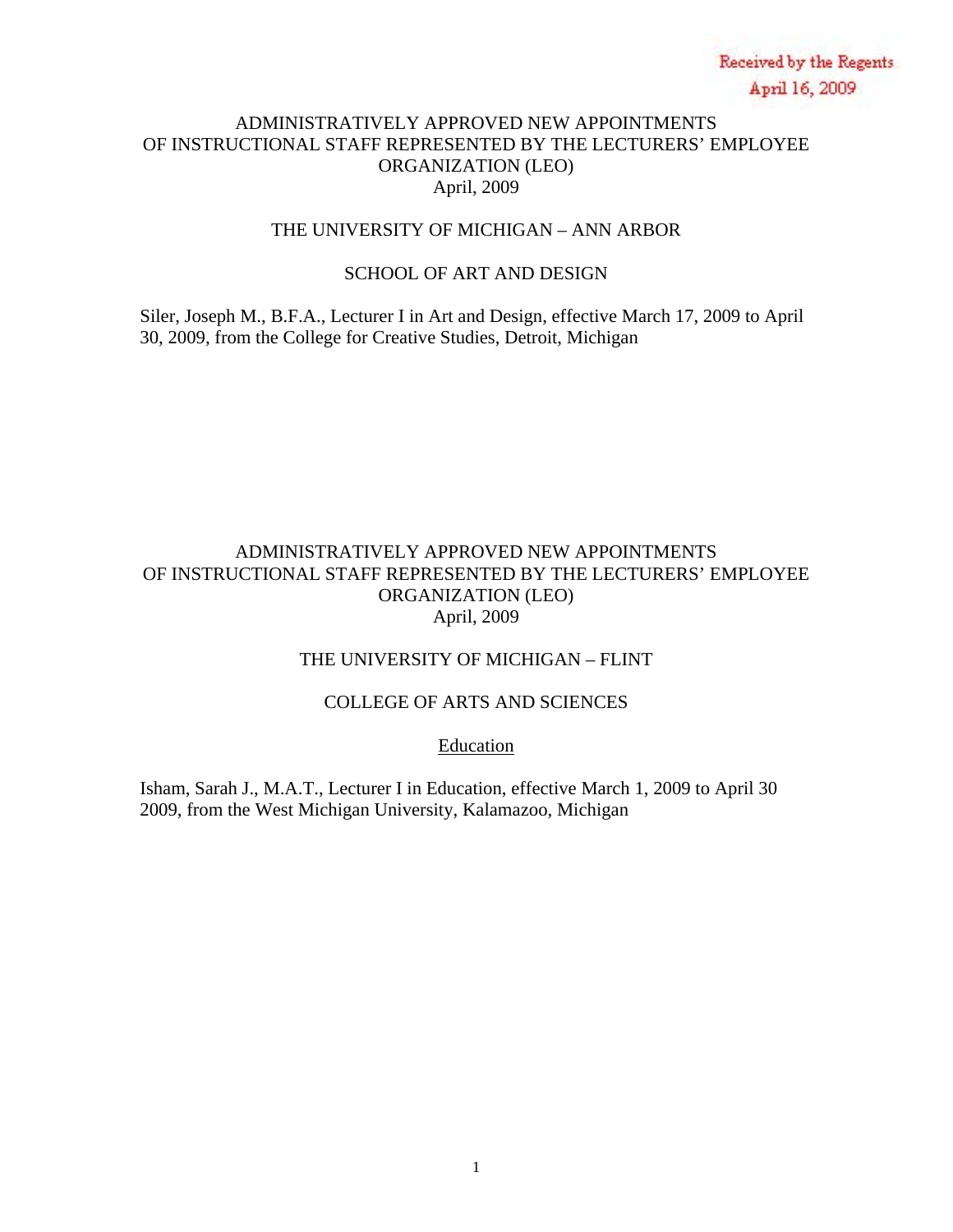Received by the Regents
April 16, 2009

# ADMINISTRATIVELY APPROVED NEW APPOINTMENTS OF INSTRUCTIONAL STAFF REPRESENTED BY THE LECTURERS' EMPLOYEE ORGANIZATION (LEO)
April, 2009

## THE UNIVERSITY OF MICHIGAN – ANN ARBOR

### SCHOOL OF ART AND DESIGN

Siler, Joseph M., B.F.A., Lecturer I in Art and Design, effective March 17, 2009 to April 30, 2009, from the College for Creative Studies, Detroit, Michigan

# ADMINISTRATIVELY APPROVED NEW APPOINTMENTS OF INSTRUCTIONAL STAFF REPRESENTED BY THE LECTURERS' EMPLOYEE ORGANIZATION (LEO)
April, 2009

## THE UNIVERSITY OF MICHIGAN – FLINT

### COLLEGE OF ARTS AND SCIENCES

#### Education

Isham, Sarah J., M.A.T., Lecturer I in Education, effective March 1, 2009 to April 30 2009, from the West Michigan University, Kalamazoo, Michigan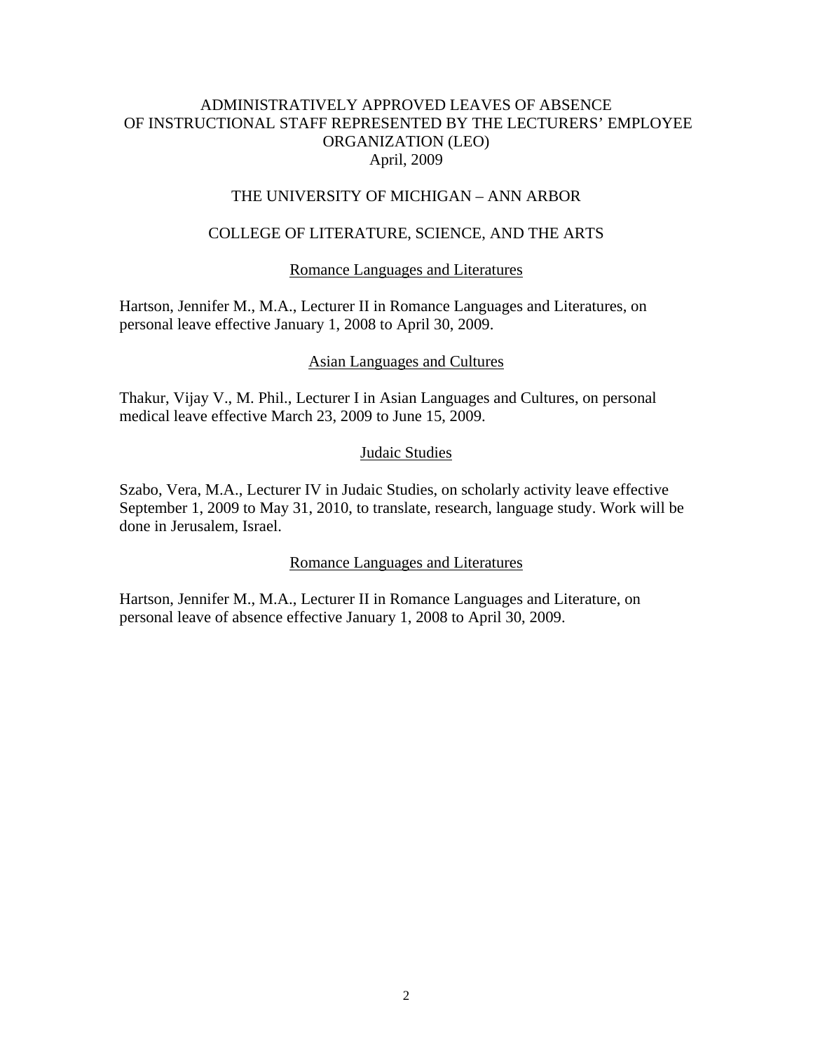# ADMINISTRATIVELY APPROVED LEAVES OF ABSENCE OF INSTRUCTIONAL STAFF REPRESENTED BY THE LECTURERS' EMPLOYEE ORGANIZATION (LEO)

April, 2009

## THE UNIVERSITY OF MICHIGAN – ANN ARBOR

## COLLEGE OF LITERATURE, SCIENCE, AND THE ARTS

### Romance Languages and Literatures

Hartson, Jennifer M., M.A., Lecturer II in Romance Languages and Literatures, on personal leave effective January 1, 2008 to April 30, 2009.

### Asian Languages and Cultures

Thakur, Vijay V., M. Phil., Lecturer I in Asian Languages and Cultures, on personal medical leave effective March 23, 2009 to June 15, 2009.

### Judaic Studies

Szabo, Vera, M.A., Lecturer IV in Judaic Studies, on scholarly activity leave effective September 1, 2009 to May 31, 2010, to translate, research, language study. Work will be done in Jerusalem, Israel.

### Romance Languages and Literatures

Hartson, Jennifer M., M.A., Lecturer II in Romance Languages and Literature, on personal leave of absence effective January 1, 2008 to April 30, 2009.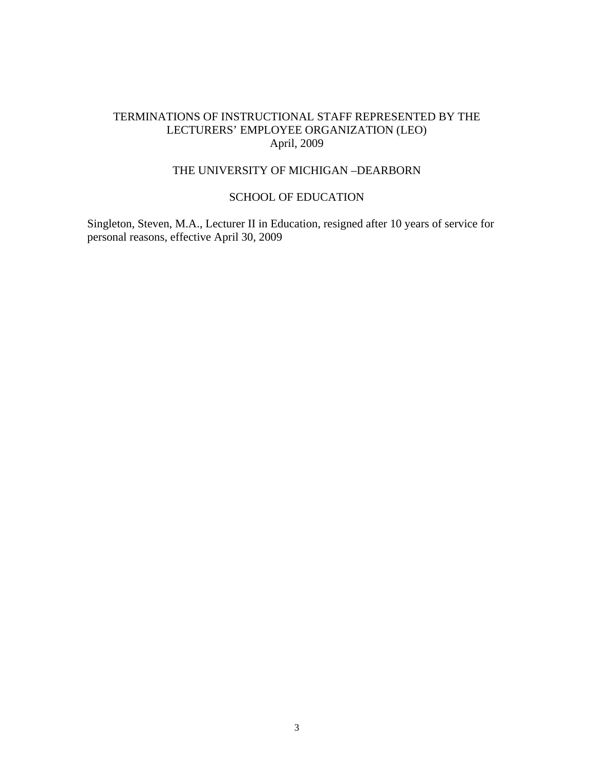# TERMINATIONS OF INSTRUCTIONAL STAFF REPRESENTED BY THE LECTURERS' EMPLOYEE ORGANIZATION (LEO)

April, 2009

## THE UNIVERSITY OF MICHIGAN –DEARBORN

### SCHOOL OF EDUCATION

Singleton, Steven, M.A., Lecturer II in Education, resigned after 10 years of service for personal reasons, effective April 30, 2009